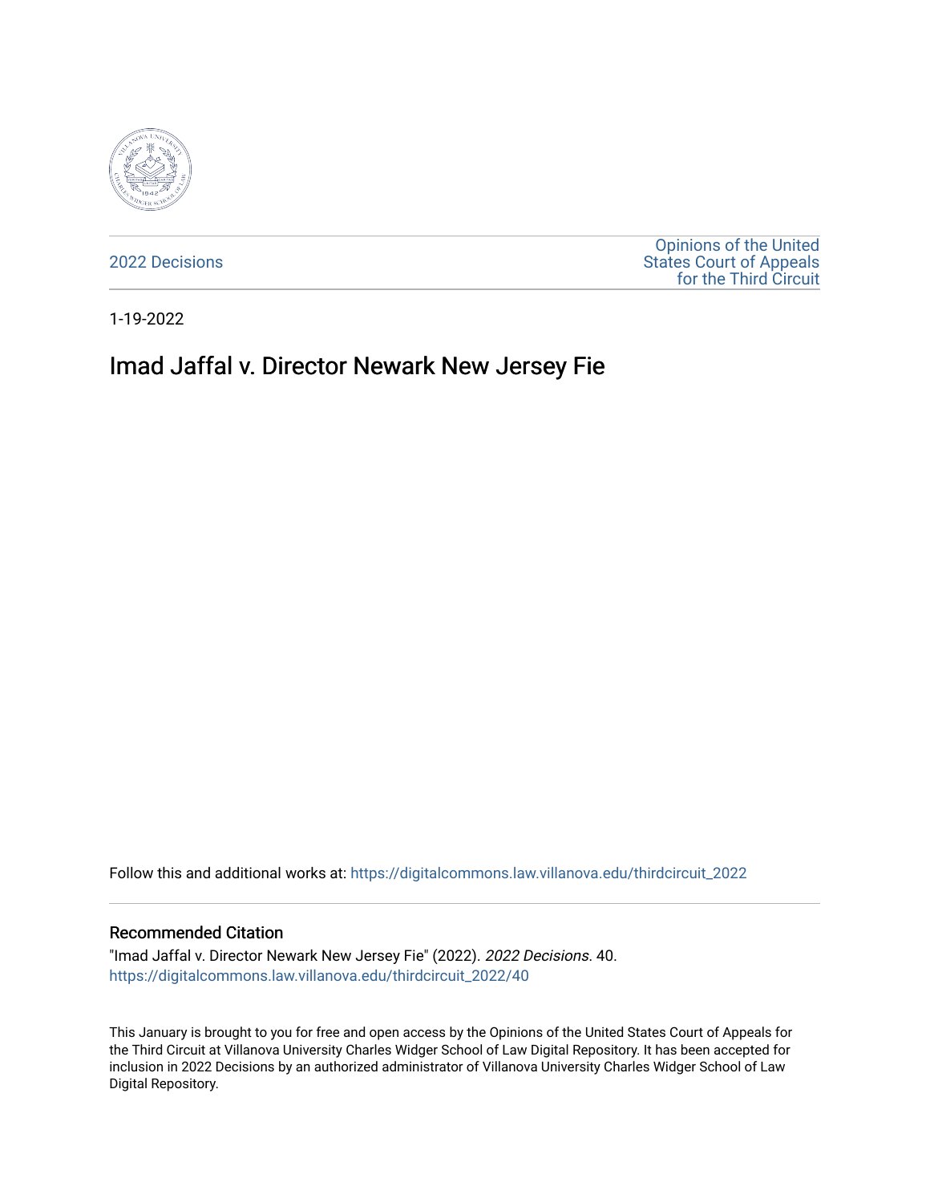2022 Decisions

Opinions of the United States Court of Appeals for the Third Circuit

1-19-2022

# Imad Jaffal v. Director Newark New Jersey Fie

Follow this and additional works at: https://digitalcommons.law.villanova.edu/thirdcircuit_2022

## Recommended Citation

"Imad Jaffal v. Director Newark New Jersey Fie" (2022). *2022 Decisions*. 40.
https://digitalcommons.law.villanova.edu/thirdcircuit_2022/40

This January is brought to you for free and open access by the Opinions of the United States Court of Appeals for the Third Circuit at Villanova University Charles Widger School of Law Digital Repository. It has been accepted for inclusion in 2022 Decisions by an authorized administrator of Villanova University Charles Widger School of Law Digital Repository.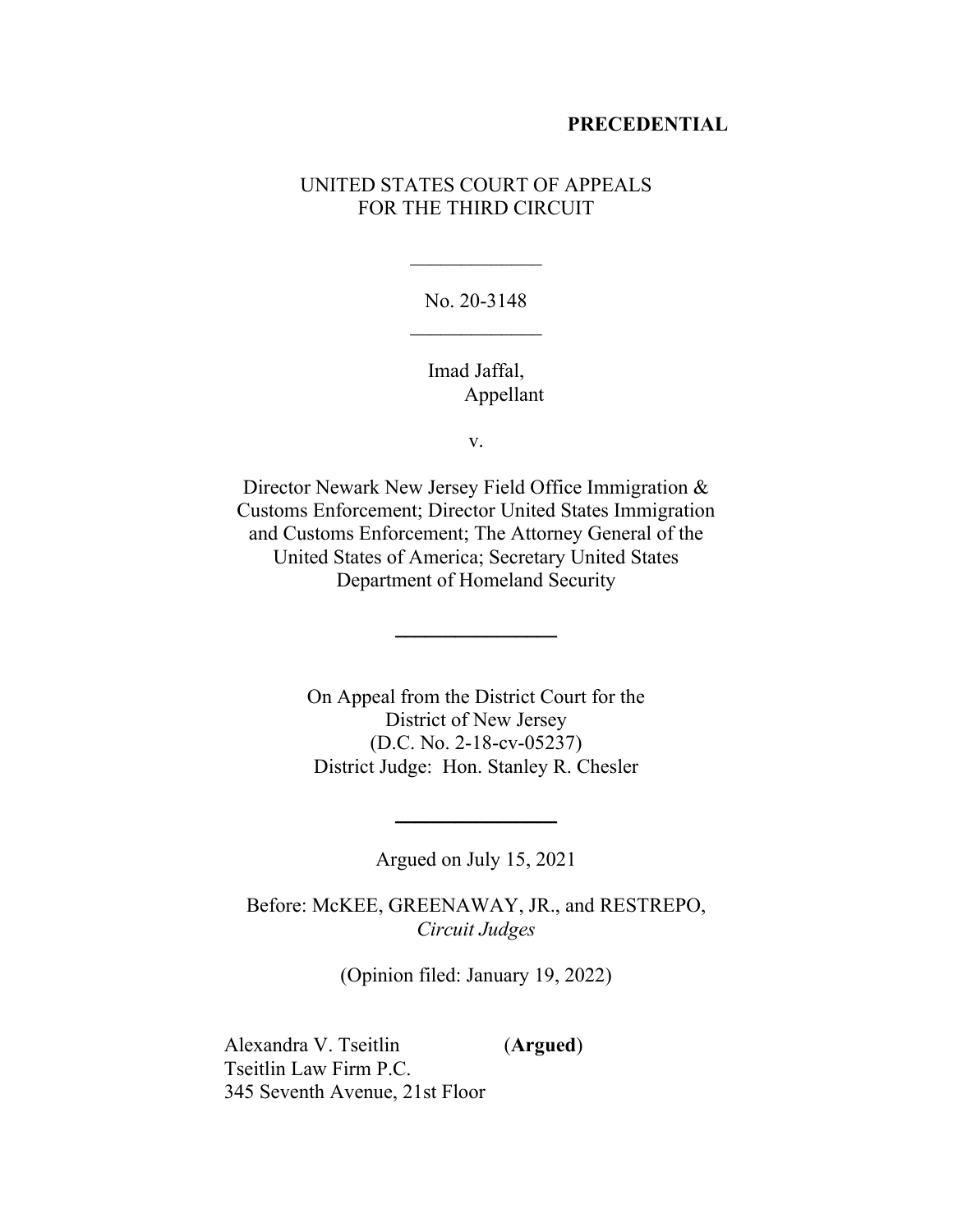**PRECEDENTIAL**

UNITED STATES COURT OF APPEALS
FOR THE THIRD CIRCUIT

\_\_\_\_\_\_\_\_\_\_\_\_\_

No. 20-3148

\_\_\_\_\_\_\_\_\_\_\_\_\_

Imad Jaffal,
Appellant

v.

Director Newark New Jersey Field Office Immigration & Customs Enforcement; Director United States Immigration and Customs Enforcement; The Attorney General of the United States of America; Secretary United States Department of Homeland Security

\_\_\_\_\_\_\_\_\_\_\_\_\_\_\_\_

On Appeal from the District Court for the
District of New Jersey
(D.C. No. 2-18-cv-05237)
District Judge: Hon. Stanley R. Chesler

\_\_\_\_\_\_\_\_\_\_\_\_\_\_\_\_

Argued on July 15, 2021

Before: McKEE, GREENAWAY, JR., and RESTREPO, *Circuit Judges*

(Opinion filed: January 19, 2022)

Alexandra V. Tseitlin (**Argued**)
Tseitlin Law Firm P.C.
345 Seventh Avenue, 21st Floor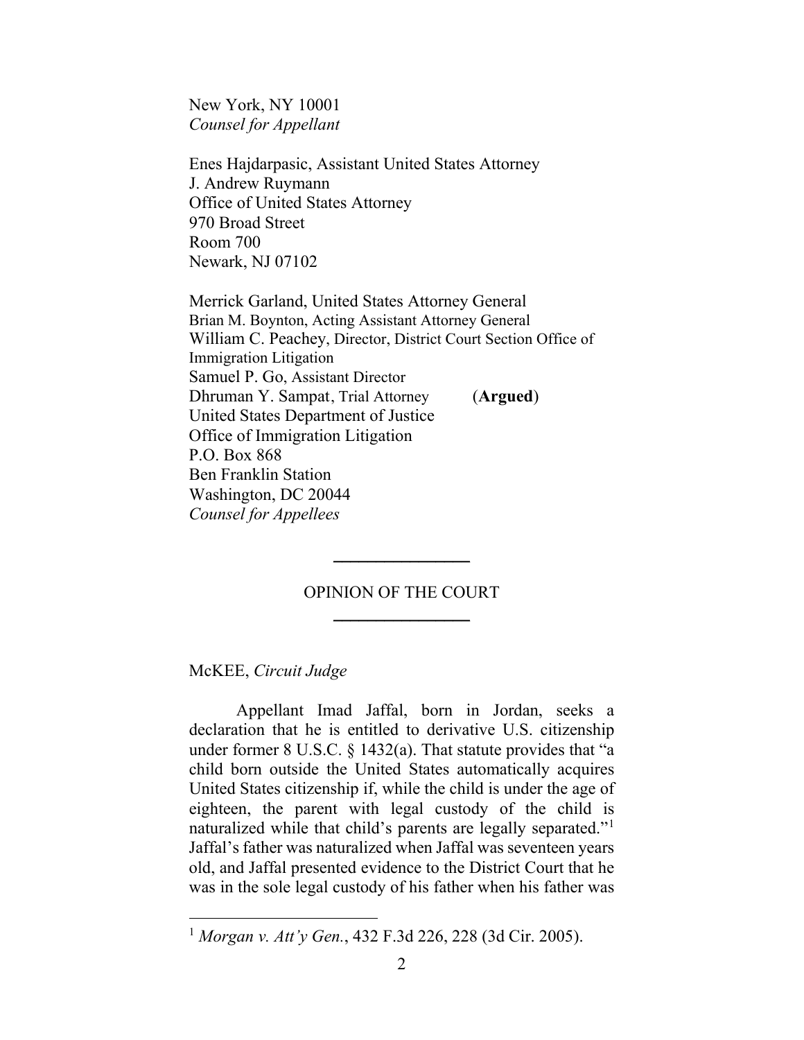New York, NY 10001
*Counsel for Appellant*

Enes Hajdarpasic, Assistant United States Attorney
J. Andrew Ruymann
Office of United States Attorney
970 Broad Street
Room 700
Newark, NJ 07102

Merrick Garland, United States Attorney General
Brian M. Boynton, Acting Assistant Attorney General
William C. Peachey, Director, District Court Section Office of Immigration Litigation
Samuel P. Go, Assistant Director
Dhruman Y. Sampat, Trial Attorney (**Argued**)
United States Department of Justice
Office of Immigration Litigation
P.O. Box 868
Ben Franklin Station
Washington, DC 20044
*Counsel for Appellees*

---

OPINION OF THE COURT

---

McKEE, *Circuit Judge*

Appellant Imad Jaffal, born in Jordan, seeks a declaration that he is entitled to derivative U.S. citizenship under former 8 U.S.C. § 1432(a). That statute provides that "a child born outside the United States automatically acquires United States citizenship if, while the child is under the age of eighteen, the parent with legal custody of the child is naturalized while that child's parents are legally separated."[1] Jaffal's father was naturalized when Jaffal was seventeen years old, and Jaffal presented evidence to the District Court that he was in the sole legal custody of his father when his father was

[1] *Morgan v. Att'y Gen.*, 432 F.3d 226, 228 (3d Cir. 2005).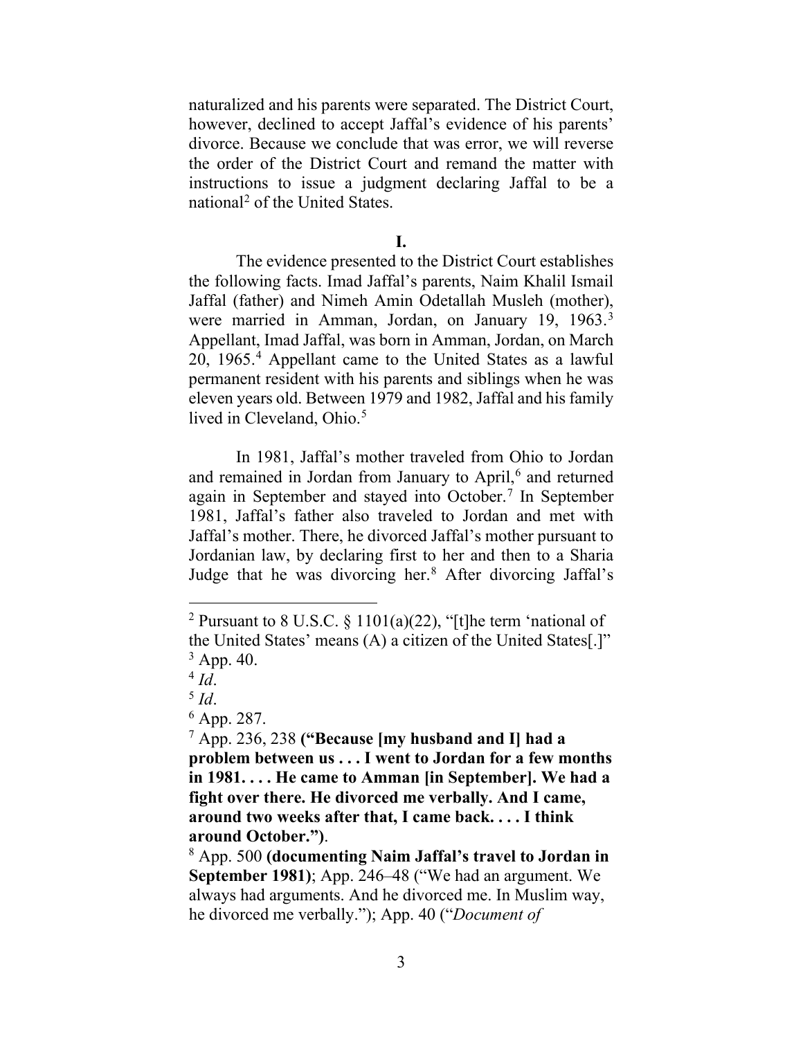naturalized and his parents were separated. The District Court, however, declined to accept Jaffal's evidence of his parents' divorce. Because we conclude that was error, we will reverse the order of the District Court and remand the matter with instructions to issue a judgment declaring Jaffal to be a national[2] of the United States.

**I.**

The evidence presented to the District Court establishes the following facts. Imad Jaffal's parents, Naim Khalil Ismail Jaffal (father) and Nimeh Amin Odetallah Musleh (mother), were married in Amman, Jordan, on January 19, 1963.[3] Appellant, Imad Jaffal, was born in Amman, Jordan, on March 20, 1965.[4] Appellant came to the United States as a lawful permanent resident with his parents and siblings when he was eleven years old. Between 1979 and 1982, Jaffal and his family lived in Cleveland, Ohio.[5]

In 1981, Jaffal's mother traveled from Ohio to Jordan and remained in Jordan from January to April,[6] and returned again in September and stayed into October.[7] In September 1981, Jaffal's father also traveled to Jordan and met with Jaffal's mother. There, he divorced Jaffal's mother pursuant to Jordanian law, by declaring first to her and then to a Sharia Judge that he was divorcing her.[8] After divorcing Jaffal's

---

[2] Pursuant to 8 U.S.C. § 1101(a)(22), "[t]he term 'national of the United States' means (A) a citizen of the United States[.]"

[3] App. 40.

[4] *Id*.

[5] *Id*.

[6] App. 287.

[7] App. 236, 238 **("Because [my husband and I] had a problem between us . . . I went to Jordan for a few months in 1981. . . . He came to Amman [in September]. We had a fight over there. He divorced me verbally. And I came, around two weeks after that, I came back. . . . I think around October.")**.

[8] App. 500 **(documenting Naim Jaffal's travel to Jordan in September 1981)**; App. 246–48 ("We had an argument. We always had arguments. And he divorced me. In Muslim way, he divorced me verbally."); App. 40 ("*Document of*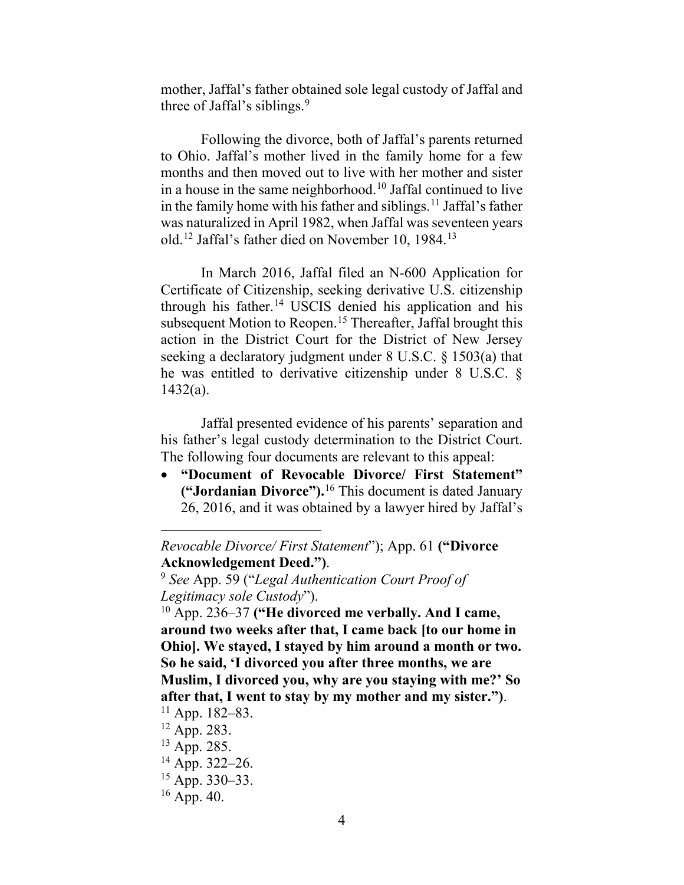mother, Jaffal's father obtained sole legal custody of Jaffal and three of Jaffal's siblings.[9]

Following the divorce, both of Jaffal's parents returned to Ohio. Jaffal's mother lived in the family home for a few months and then moved out to live with her mother and sister in a house in the same neighborhood.[10] Jaffal continued to live in the family home with his father and siblings.[11] Jaffal's father was naturalized in April 1982, when Jaffal was seventeen years old.[12] Jaffal's father died on November 10, 1984.[13]

In March 2016, Jaffal filed an N-600 Application for Certificate of Citizenship, seeking derivative U.S. citizenship through his father.[14] USCIS denied his application and his subsequent Motion to Reopen.[15] Thereafter, Jaffal brought this action in the District Court for the District of New Jersey seeking a declaratory judgment under 8 U.S.C. § 1503(a) that he was entitled to derivative citizenship under 8 U.S.C. § 1432(a).

Jaffal presented evidence of his parents' separation and his father's legal custody determination to the District Court. The following four documents are relevant to this appeal:

- **"Document of Revocable Divorce/ First Statement" ("Jordanian Divorce").**[16] This document is dated January 26, 2016, and it was obtained by a lawyer hired by Jaffal's

---

*Revocable Divorce/ First Statement*"); App. 61 **("Divorce Acknowledgement Deed.")**.

[9] *See* App. 59 ("*Legal Authentication Court Proof of Legitimacy sole Custody*").

[10] App. 236–37 **("He divorced me verbally. And I came, around two weeks after that, I came back [to our home in Ohio]. We stayed, I stayed by him around a month or two. So he said, 'I divorced you after three months, we are Muslim, I divorced you, why are you staying with me?' So after that, I went to stay by my mother and my sister.")**.

[11] App. 182–83.

[12] App. 283.

[13] App. 285.

[14] App. 322–26.

[15] App. 330–33.

[16] App. 40.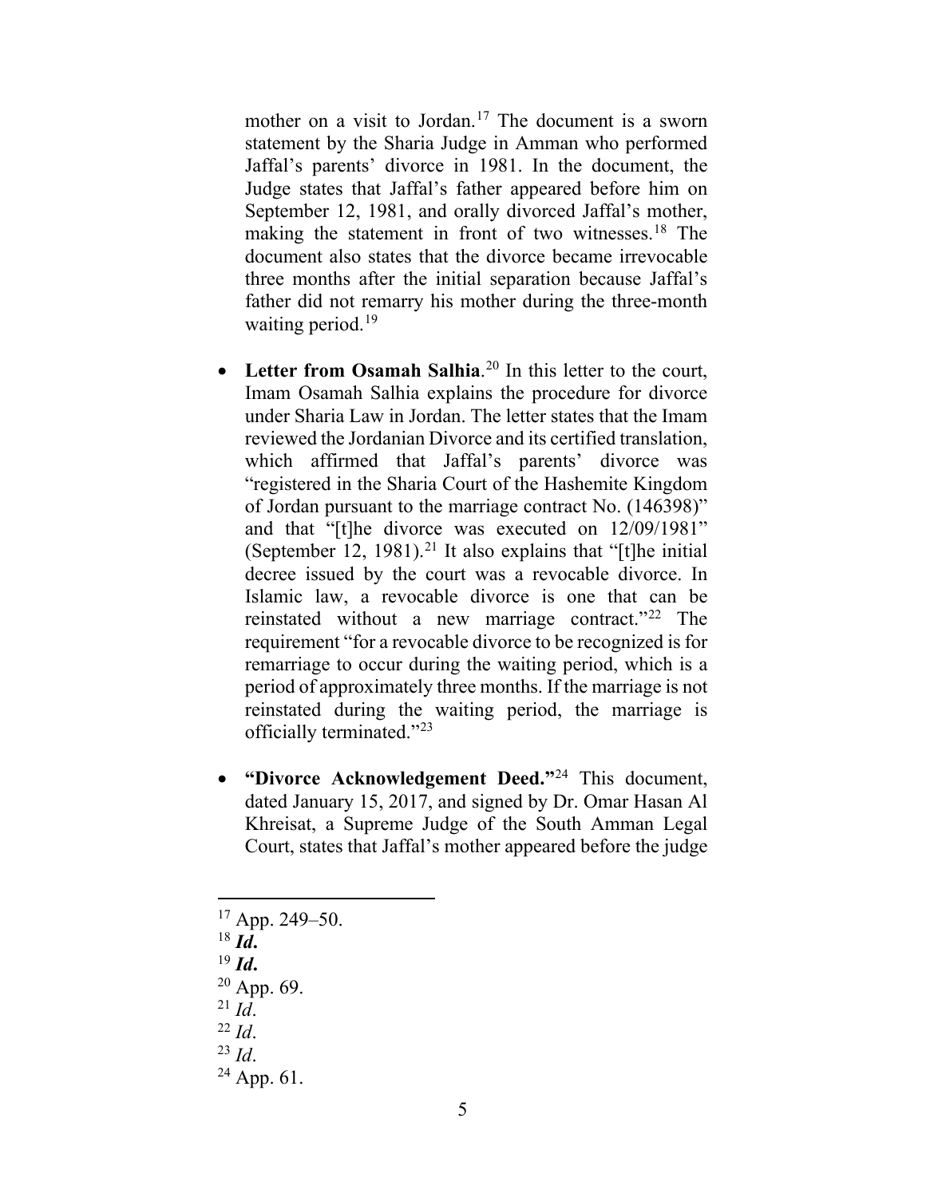mother on a visit to Jordan.[17] The document is a sworn statement by the Sharia Judge in Amman who performed Jaffal's parents' divorce in 1981. In the document, the Judge states that Jaffal's father appeared before him on September 12, 1981, and orally divorced Jaffal's mother, making the statement in front of two witnesses.[18] The document also states that the divorce became irrevocable three months after the initial separation because Jaffal's father did not remarry his mother during the three-month waiting period.[19]

- **Letter from Osamah Salhia**.[20] In this letter to the court, Imam Osamah Salhia explains the procedure for divorce under Sharia Law in Jordan. The letter states that the Imam reviewed the Jordanian Divorce and its certified translation, which affirmed that Jaffal's parents' divorce was "registered in the Sharia Court of the Hashemite Kingdom of Jordan pursuant to the marriage contract No. (146398)" and that "[t]he divorce was executed on 12/09/1981" (September 12, 1981).[21] It also explains that "[t]he initial decree issued by the court was a revocable divorce. In Islamic law, a revocable divorce is one that can be reinstated without a new marriage contract."[22] The requirement "for a revocable divorce to be recognized is for remarriage to occur during the waiting period, which is a period of approximately three months. If the marriage is not reinstated during the waiting period, the marriage is officially terminated."[23]

- **"Divorce Acknowledgement Deed."**[24] This document, dated January 15, 2017, and signed by Dr. Omar Hasan Al Khreisat, a Supreme Judge of the South Amman Legal Court, states that Jaffal's mother appeared before the judge

---

[17] App. 249–50.

[18] ***Id.***

[19] ***Id.***

[20] App. 69.

[21] *Id*.

[22] *Id*.

[23] *Id*.

[24] App. 61.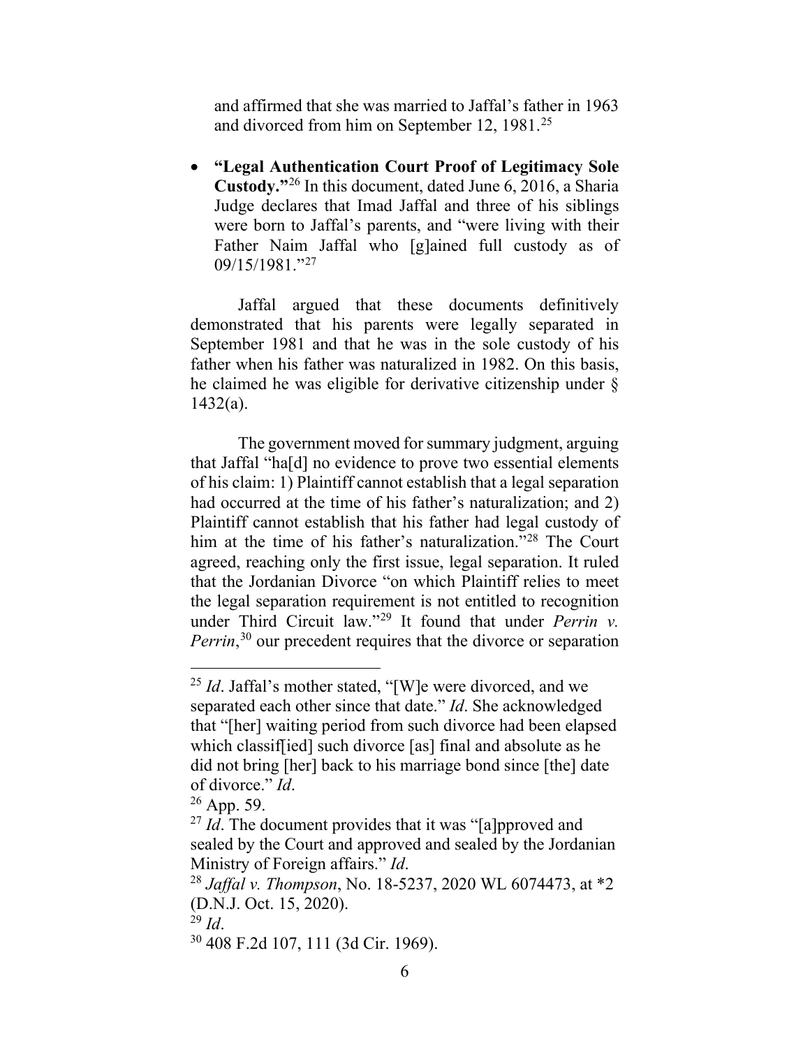and affirmed that she was married to Jaffal's father in 1963 and divorced from him on September 12, 1981.[25]

- **"Legal Authentication Court Proof of Legitimacy Sole Custody."**[26] In this document, dated June 6, 2016, a Sharia Judge declares that Imad Jaffal and three of his siblings were born to Jaffal's parents, and "were living with their Father Naim Jaffal who [g]ained full custody as of 09/15/1981."[27]

Jaffal argued that these documents definitively demonstrated that his parents were legally separated in September 1981 and that he was in the sole custody of his father when his father was naturalized in 1982. On this basis, he claimed he was eligible for derivative citizenship under § 1432(a).

The government moved for summary judgment, arguing that Jaffal "ha[d] no evidence to prove two essential elements of his claim: 1) Plaintiff cannot establish that a legal separation had occurred at the time of his father's naturalization; and 2) Plaintiff cannot establish that his father had legal custody of him at the time of his father's naturalization."[28] The Court agreed, reaching only the first issue, legal separation. It ruled that the Jordanian Divorce "on which Plaintiff relies to meet the legal separation requirement is not entitled to recognition under Third Circuit law."[29] It found that under *Perrin v. Perrin*,[30] our precedent requires that the divorce or separation

---

[25] *Id*. Jaffal's mother stated, "[W]e were divorced, and we separated each other since that date." *Id*. She acknowledged that "[her] waiting period from such divorce had been elapsed which classif[ied] such divorce [as] final and absolute as he did not bring [her] back to his marriage bond since [the] date of divorce." *Id*.

[26] App. 59.

[27] *Id*. The document provides that it was "[a]pproved and sealed by the Court and approved and sealed by the Jordanian Ministry of Foreign affairs." *Id*.

[28] *Jaffal v. Thompson*, No. 18-5237, 2020 WL 6074473, at *2 (D.N.J. Oct. 15, 2020).

[29] *Id*.

[30] 408 F.2d 107, 111 (3d Cir. 1969).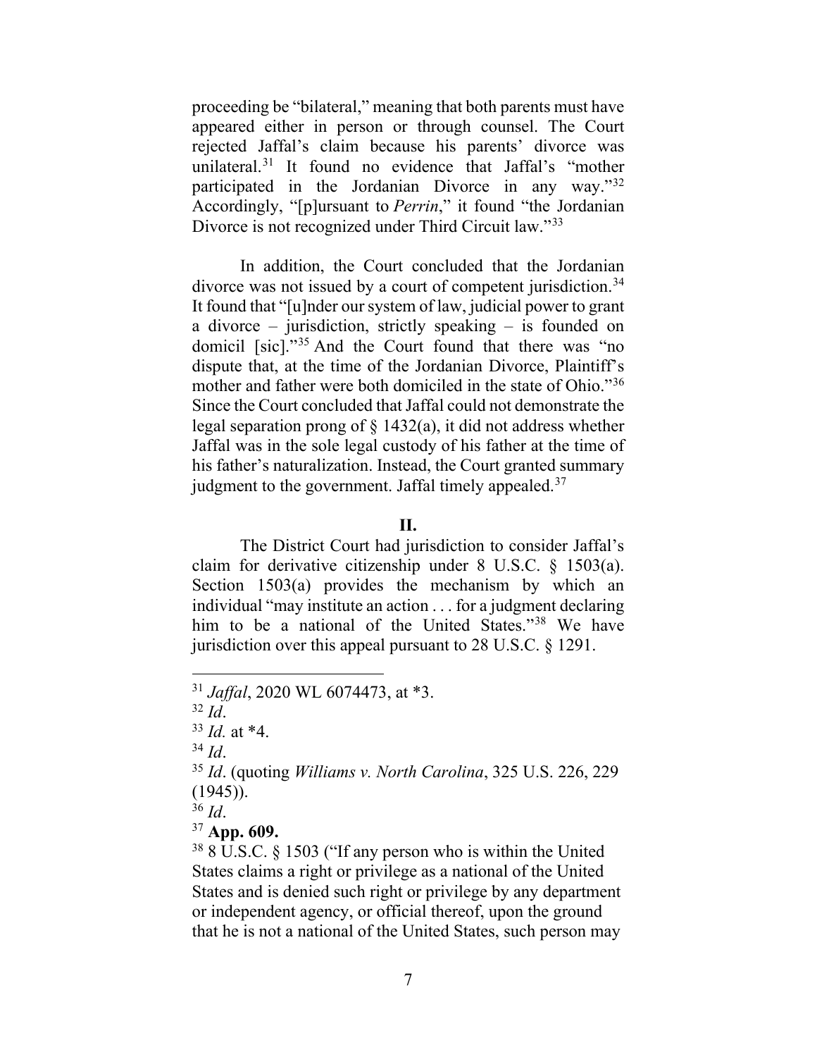proceeding be "bilateral," meaning that both parents must have appeared either in person or through counsel. The Court rejected Jaffal's claim because his parents' divorce was unilateral.[31] It found no evidence that Jaffal's "mother participated in the Jordanian Divorce in any way."[32] Accordingly, "[p]ursuant to *Perrin*," it found "the Jordanian Divorce is not recognized under Third Circuit law."[33]

In addition, the Court concluded that the Jordanian divorce was not issued by a court of competent jurisdiction.[34] It found that "[u]nder our system of law, judicial power to grant a divorce – jurisdiction, strictly speaking – is founded on domicil [sic]."[35] And the Court found that there was "no dispute that, at the time of the Jordanian Divorce, Plaintiff's mother and father were both domiciled in the state of Ohio."[36] Since the Court concluded that Jaffal could not demonstrate the legal separation prong of § 1432(a), it did not address whether Jaffal was in the sole legal custody of his father at the time of his father's naturalization. Instead, the Court granted summary judgment to the government. Jaffal timely appealed.[37]

## II.

The District Court had jurisdiction to consider Jaffal's claim for derivative citizenship under 8 U.S.C. § 1503(a). Section 1503(a) provides the mechanism by which an individual "may institute an action . . . for a judgment declaring him to be a national of the United States."[38] We have jurisdiction over this appeal pursuant to 28 U.S.C. § 1291.

---

[31] *Jaffal*, 2020 WL 6074473, at *3.

[32] *Id*.

[33] *Id.* at *4.

[34] *Id*.

[35] *Id*. (quoting *Williams v. North Carolina*, 325 U.S. 226, 229 (1945)).

[36] *Id*.

[37] **App. 609.**

[38] 8 U.S.C. § 1503 ("If any person who is within the United States claims a right or privilege as a national of the United States and is denied such right or privilege by any department or independent agency, or official thereof, upon the ground that he is not a national of the United States, such person may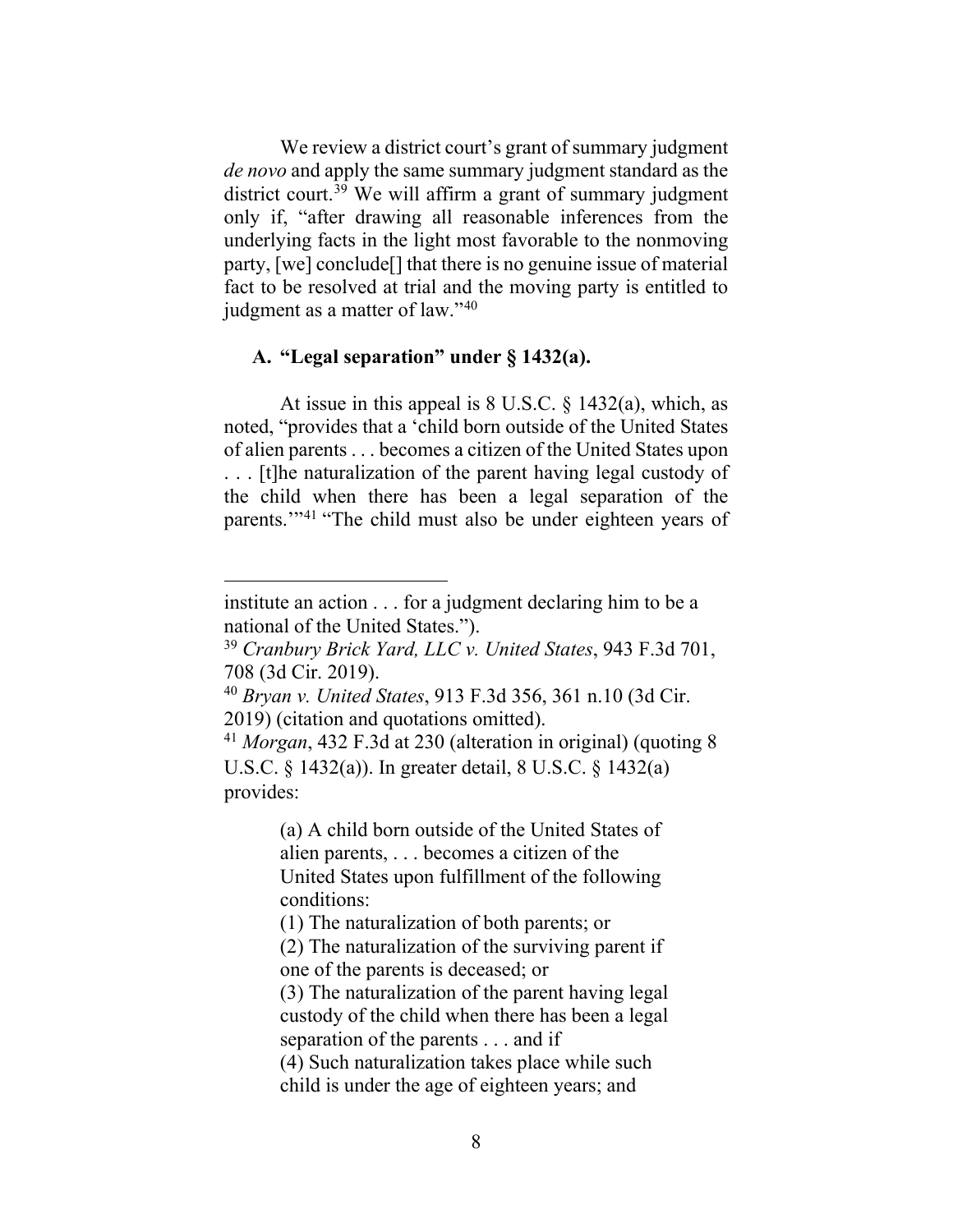We review a district court's grant of summary judgment *de novo* and apply the same summary judgment standard as the district court.[39] We will affirm a grant of summary judgment only if, "after drawing all reasonable inferences from the underlying facts in the light most favorable to the nonmoving party, [we] conclude[] that there is no genuine issue of material fact to be resolved at trial and the moving party is entitled to judgment as a matter of law."[40]

### A. "Legal separation" under § 1432(a).

At issue in this appeal is 8 U.S.C. § 1432(a), which, as noted, "provides that a 'child born outside of the United States of alien parents . . . becomes a citizen of the United States upon . . . [t]he naturalization of the parent having legal custody of the child when there has been a legal separation of the parents.'"[41] "The child must also be under eighteen years of

---

institute an action . . . for a judgment declaring him to be a national of the United States.").

[39] *Cranbury Brick Yard, LLC v. United States*, 943 F.3d 701, 708 (3d Cir. 2019).

[40] *Bryan v. United States*, 913 F.3d 356, 361 n.10 (3d Cir. 2019) (citation and quotations omitted).

[41] *Morgan*, 432 F.3d at 230 (alteration in original) (quoting 8 U.S.C. § 1432(a)). In greater detail, 8 U.S.C. § 1432(a) provides:

> (a) A child born outside of the United States of alien parents, . . . becomes a citizen of the United States upon fulfillment of the following conditions:
> (1) The naturalization of both parents; or
> (2) The naturalization of the surviving parent if one of the parents is deceased; or
> (3) The naturalization of the parent having legal custody of the child when there has been a legal separation of the parents . . . and if
> (4) Such naturalization takes place while such child is under the age of eighteen years; and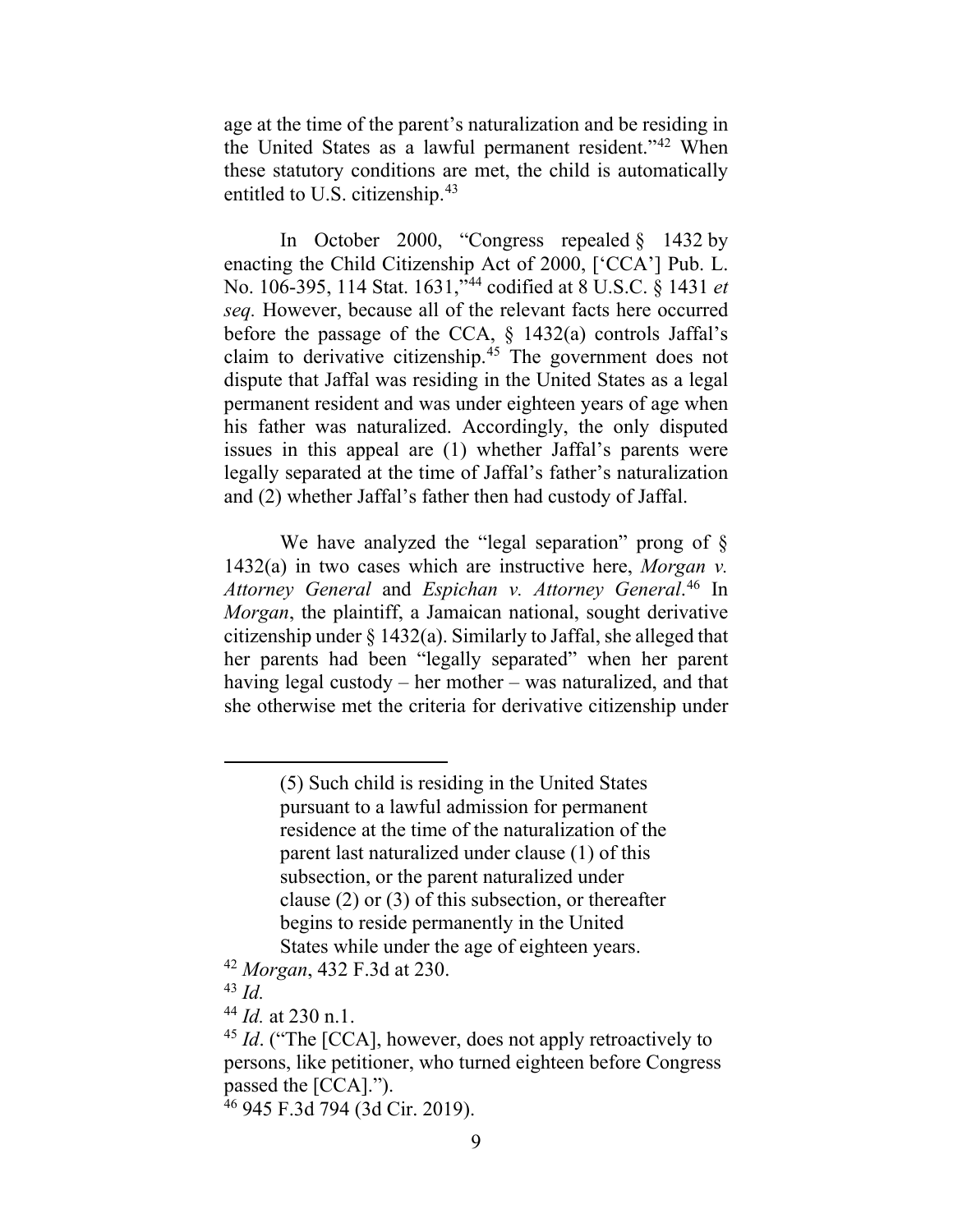age at the time of the parent's naturalization and be residing in the United States as a lawful permanent resident."[42] When these statutory conditions are met, the child is automatically entitled to U.S. citizenship.[43]

In October 2000, "Congress repealed § 1432 by enacting the Child Citizenship Act of 2000, ['CCA'] Pub. L. No. 106-395, 114 Stat. 1631,"[44] codified at 8 U.S.C. § 1431 *et seq.* However, because all of the relevant facts here occurred before the passage of the CCA, § 1432(a) controls Jaffal's claim to derivative citizenship.[45] The government does not dispute that Jaffal was residing in the United States as a legal permanent resident and was under eighteen years of age when his father was naturalized. Accordingly, the only disputed issues in this appeal are (1) whether Jaffal's parents were legally separated at the time of Jaffal's father's naturalization and (2) whether Jaffal's father then had custody of Jaffal.

We have analyzed the "legal separation" prong of § 1432(a) in two cases which are instructive here, *Morgan v. Attorney General* and *Espichan v. Attorney General*.[46] In *Morgan*, the plaintiff, a Jamaican national, sought derivative citizenship under § 1432(a). Similarly to Jaffal, she alleged that her parents had been "legally separated" when her parent having legal custody – her mother – was naturalized, and that she otherwise met the criteria for derivative citizenship under

---

> (5) Such child is residing in the United States pursuant to a lawful admission for permanent residence at the time of the naturalization of the parent last naturalized under clause (1) of this subsection, or the parent naturalized under clause (2) or (3) of this subsection, or thereafter begins to reside permanently in the United States while under the age of eighteen years.

[42] *Morgan*, 432 F.3d at 230.

[43] *Id.*

[44] *Id.* at 230 n.1.

[45] *Id*. ("The [CCA], however, does not apply retroactively to persons, like petitioner, who turned eighteen before Congress passed the [CCA].").

[46] 945 F.3d 794 (3d Cir. 2019).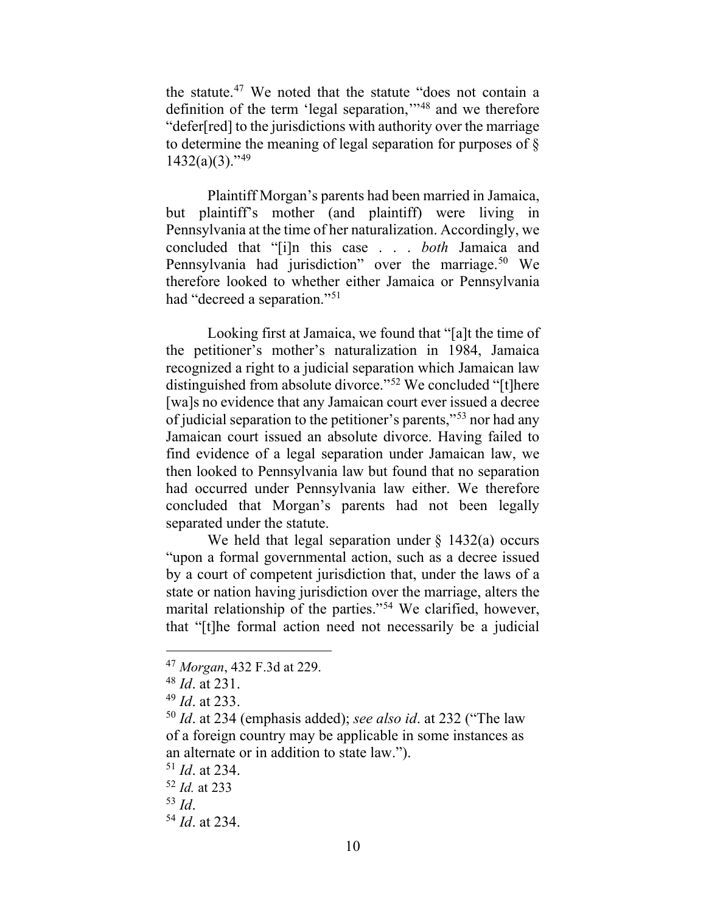the statute.[47] We noted that the statute "does not contain a definition of the term 'legal separation,'"[48] and we therefore "defer[red] to the jurisdictions with authority over the marriage to determine the meaning of legal separation for purposes of § 1432(a)(3)."[49]

Plaintiff Morgan's parents had been married in Jamaica, but plaintiff's mother (and plaintiff) were living in Pennsylvania at the time of her naturalization. Accordingly, we concluded that "[i]n this case . . . *both* Jamaica and Pennsylvania had jurisdiction" over the marriage.[50] We therefore looked to whether either Jamaica or Pennsylvania had "decreed a separation."[51]

Looking first at Jamaica, we found that "[a]t the time of the petitioner's mother's naturalization in 1984, Jamaica recognized a right to a judicial separation which Jamaican law distinguished from absolute divorce."[52] We concluded "[t]here [wa]s no evidence that any Jamaican court ever issued a decree of judicial separation to the petitioner's parents,"[53] nor had any Jamaican court issued an absolute divorce. Having failed to find evidence of a legal separation under Jamaican law, we then looked to Pennsylvania law but found that no separation had occurred under Pennsylvania law either. We therefore concluded that Morgan's parents had not been legally separated under the statute.

We held that legal separation under § 1432(a) occurs "upon a formal governmental action, such as a decree issued by a court of competent jurisdiction that, under the laws of a state or nation having jurisdiction over the marriage, alters the marital relationship of the parties."[54] We clarified, however, that "[t]he formal action need not necessarily be a judicial

---

[47] *Morgan*, 432 F.3d at 229.

[48] *Id*. at 231.

[49] *Id*. at 233.

[50] *Id*. at 234 (emphasis added); *see also id*. at 232 ("The law of a foreign country may be applicable in some instances as an alternate or in addition to state law.").

[51] *Id*. at 234.

[52] *Id.* at 233

[53] *Id*.

[54] *Id*. at 234.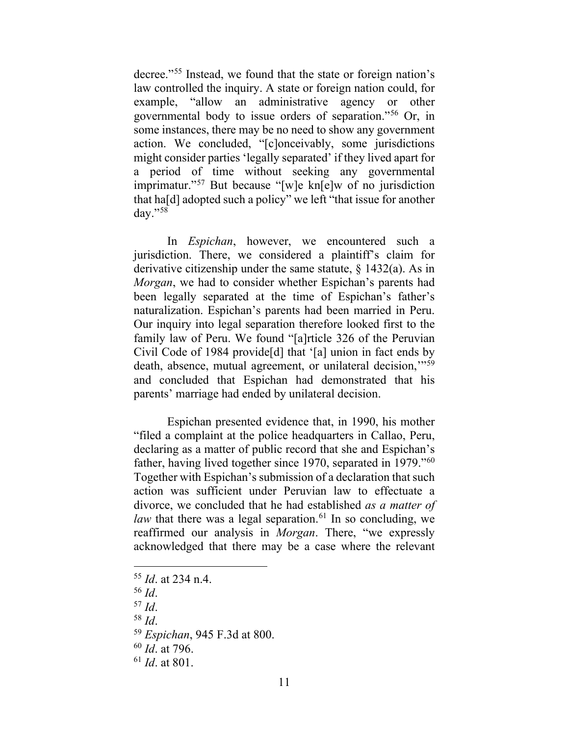decree."[55] Instead, we found that the state or foreign nation's law controlled the inquiry. A state or foreign nation could, for example, "allow an administrative agency or other governmental body to issue orders of separation."[56] Or, in some instances, there may be no need to show any government action. We concluded, "[c]onceivably, some jurisdictions might consider parties 'legally separated' if they lived apart for a period of time without seeking any governmental imprimatur."[57] But because "[w]e kn[e]w of no jurisdiction that ha[d] adopted such a policy" we left "that issue for another day."[58]

In *Espichan*, however, we encountered such a jurisdiction. There, we considered a plaintiff's claim for derivative citizenship under the same statute, § 1432(a). As in *Morgan*, we had to consider whether Espichan's parents had been legally separated at the time of Espichan's father's naturalization. Espichan's parents had been married in Peru. Our inquiry into legal separation therefore looked first to the family law of Peru. We found "[a]rticle 326 of the Peruvian Civil Code of 1984 provide[d] that '[a] union in fact ends by death, absence, mutual agreement, or unilateral decision,'"[59] and concluded that Espichan had demonstrated that his parents' marriage had ended by unilateral decision.

Espichan presented evidence that, in 1990, his mother "filed a complaint at the police headquarters in Callao, Peru, declaring as a matter of public record that she and Espichan's father, having lived together since 1970, separated in 1979."[60] Together with Espichan's submission of a declaration that such action was sufficient under Peruvian law to effectuate a divorce, we concluded that he had established *as a matter of law* that there was a legal separation.[61] In so concluding, we reaffirmed our analysis in *Morgan*. There, "we expressly acknowledged that there may be a case where the relevant

---

[55] *Id*. at 234 n.4.
[56] *Id*.
[57] *Id*.
[58] *Id*.
[59] *Espichan*, 945 F.3d at 800.
[60] *Id*. at 796.
[61] *Id*. at 801.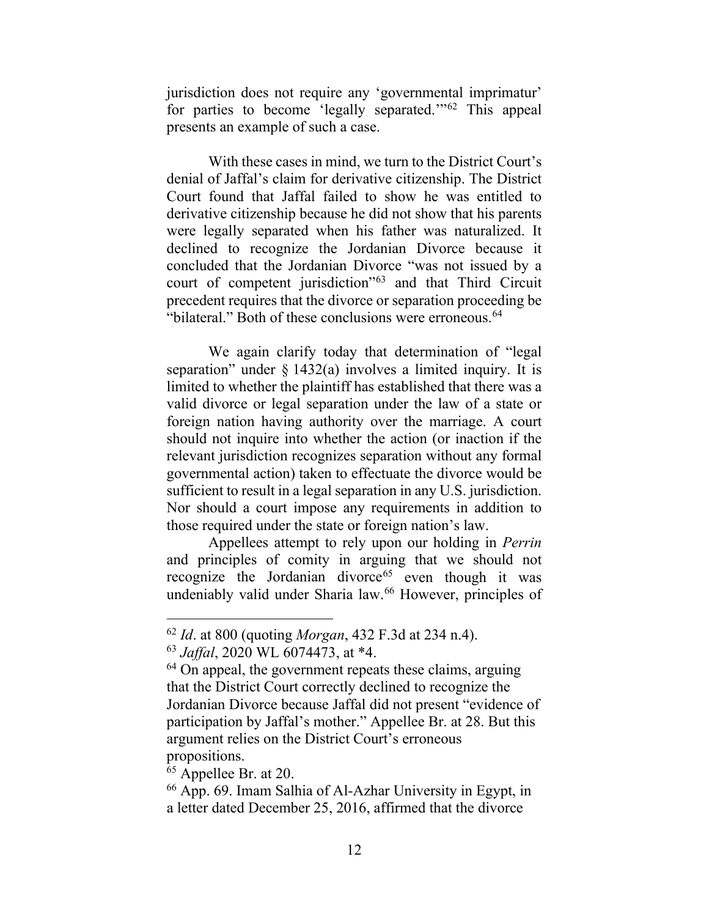jurisdiction does not require any 'governmental imprimatur' for parties to become 'legally separated.'"[62] This appeal presents an example of such a case.

With these cases in mind, we turn to the District Court's denial of Jaffal's claim for derivative citizenship. The District Court found that Jaffal failed to show he was entitled to derivative citizenship because he did not show that his parents were legally separated when his father was naturalized. It declined to recognize the Jordanian Divorce because it concluded that the Jordanian Divorce "was not issued by a court of competent jurisdiction"[63] and that Third Circuit precedent requires that the divorce or separation proceeding be "bilateral." Both of these conclusions were erroneous.[64]

We again clarify today that determination of "legal separation" under § 1432(a) involves a limited inquiry. It is limited to whether the plaintiff has established that there was a valid divorce or legal separation under the law of a state or foreign nation having authority over the marriage. A court should not inquire into whether the action (or inaction if the relevant jurisdiction recognizes separation without any formal governmental action) taken to effectuate the divorce would be sufficient to result in a legal separation in any U.S. jurisdiction. Nor should a court impose any requirements in addition to those required under the state or foreign nation's law.

Appellees attempt to rely upon our holding in *Perrin* and principles of comity in arguing that we should not recognize the Jordanian divorce[65] even though it was undeniably valid under Sharia law.[66] However, principles of

---

[62] *Id*. at 800 (quoting *Morgan*, 432 F.3d at 234 n.4).

[63] *Jaffal*, 2020 WL 6074473, at *4.

[64] On appeal, the government repeats these claims, arguing that the District Court correctly declined to recognize the Jordanian Divorce because Jaffal did not present "evidence of participation by Jaffal's mother." Appellee Br. at 28. But this argument relies on the District Court's erroneous propositions.

[65] Appellee Br. at 20.

[66] App. 69. Imam Salhia of Al-Azhar University in Egypt, in a letter dated December 25, 2016, affirmed that the divorce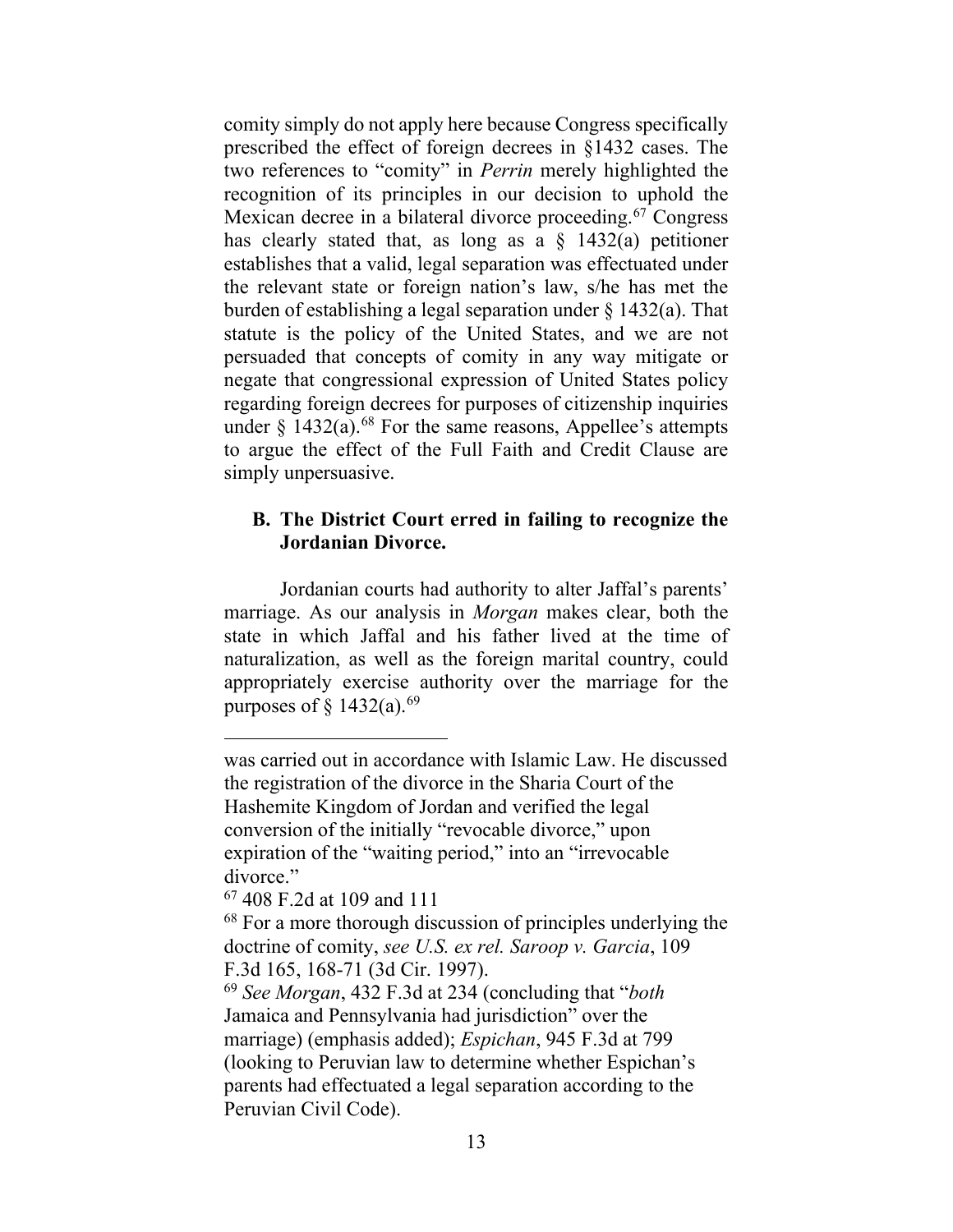comity simply do not apply here because Congress specifically prescribed the effect of foreign decrees in §1432 cases. The two references to "comity" in *Perrin* merely highlighted the recognition of its principles in our decision to uphold the Mexican decree in a bilateral divorce proceeding.[67] Congress has clearly stated that, as long as a § 1432(a) petitioner establishes that a valid, legal separation was effectuated under the relevant state or foreign nation's law, s/he has met the burden of establishing a legal separation under § 1432(a). That statute is the policy of the United States, and we are not persuaded that concepts of comity in any way mitigate or negate that congressional expression of United States policy regarding foreign decrees for purposes of citizenship inquiries under § 1432(a).[68] For the same reasons, Appellee's attempts to argue the effect of the Full Faith and Credit Clause are simply unpersuasive.

### B. The District Court erred in failing to recognize the Jordanian Divorce.

Jordanian courts had authority to alter Jaffal's parents' marriage. As our analysis in *Morgan* makes clear, both the state in which Jaffal and his father lived at the time of naturalization, as well as the foreign marital country, could appropriately exercise authority over the marriage for the purposes of § 1432(a).[69]

---

was carried out in accordance with Islamic Law. He discussed the registration of the divorce in the Sharia Court of the Hashemite Kingdom of Jordan and verified the legal conversion of the initially "revocable divorce," upon expiration of the "waiting period," into an "irrevocable divorce."

[67] 408 F.2d at 109 and 111

[68] For a more thorough discussion of principles underlying the doctrine of comity, *see U.S. ex rel. Saroop v. Garcia*, 109 F.3d 165, 168-71 (3d Cir. 1997).

[69] *See Morgan*, 432 F.3d at 234 (concluding that "*both* Jamaica and Pennsylvania had jurisdiction" over the marriage) (emphasis added); *Espichan*, 945 F.3d at 799 (looking to Peruvian law to determine whether Espichan's parents had effectuated a legal separation according to the Peruvian Civil Code).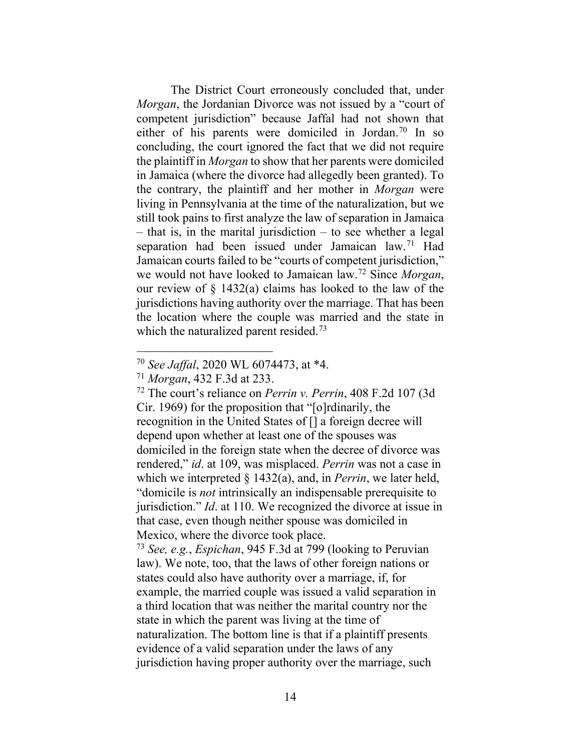The District Court erroneously concluded that, under *Morgan*, the Jordanian Divorce was not issued by a "court of competent jurisdiction" because Jaffal had not shown that either of his parents were domiciled in Jordan.[70] In so concluding, the court ignored the fact that we did not require the plaintiff in *Morgan* to show that her parents were domiciled in Jamaica (where the divorce had allegedly been granted). To the contrary, the plaintiff and her mother in *Morgan* were living in Pennsylvania at the time of the naturalization, but we still took pains to first analyze the law of separation in Jamaica – that is, in the marital jurisdiction – to see whether a legal separation had been issued under Jamaican law.[71] Had Jamaican courts failed to be "courts of competent jurisdiction," we would not have looked to Jamaican law.[72] Since *Morgan*, our review of § 1432(a) claims has looked to the law of the jurisdictions having authority over the marriage. That has been the location where the couple was married and the state in which the naturalized parent resided.[73]

---

[70] *See Jaffal*, 2020 WL 6074473, at *4.

[71] *Morgan*, 432 F.3d at 233.

[72] The court's reliance on *Perrin v. Perrin*, 408 F.2d 107 (3d Cir. 1969) for the proposition that "[o]rdinarily, the recognition in the United States of [] a foreign decree will depend upon whether at least one of the spouses was domiciled in the foreign state when the decree of divorce was rendered," *id*. at 109, was misplaced. *Perrin* was not a case in which we interpreted § 1432(a), and, in *Perrin*, we later held, "domicile is *not* intrinsically an indispensable prerequisite to jurisdiction." *Id*. at 110. We recognized the divorce at issue in that case, even though neither spouse was domiciled in Mexico, where the divorce took place.

[73] *See, e.g.*, *Espichan*, 945 F.3d at 799 (looking to Peruvian law). We note, too, that the laws of other foreign nations or states could also have authority over a marriage, if, for example, the married couple was issued a valid separation in a third location that was neither the marital country nor the state in which the parent was living at the time of naturalization. The bottom line is that if a plaintiff presents evidence of a valid separation under the laws of any jurisdiction having proper authority over the marriage, such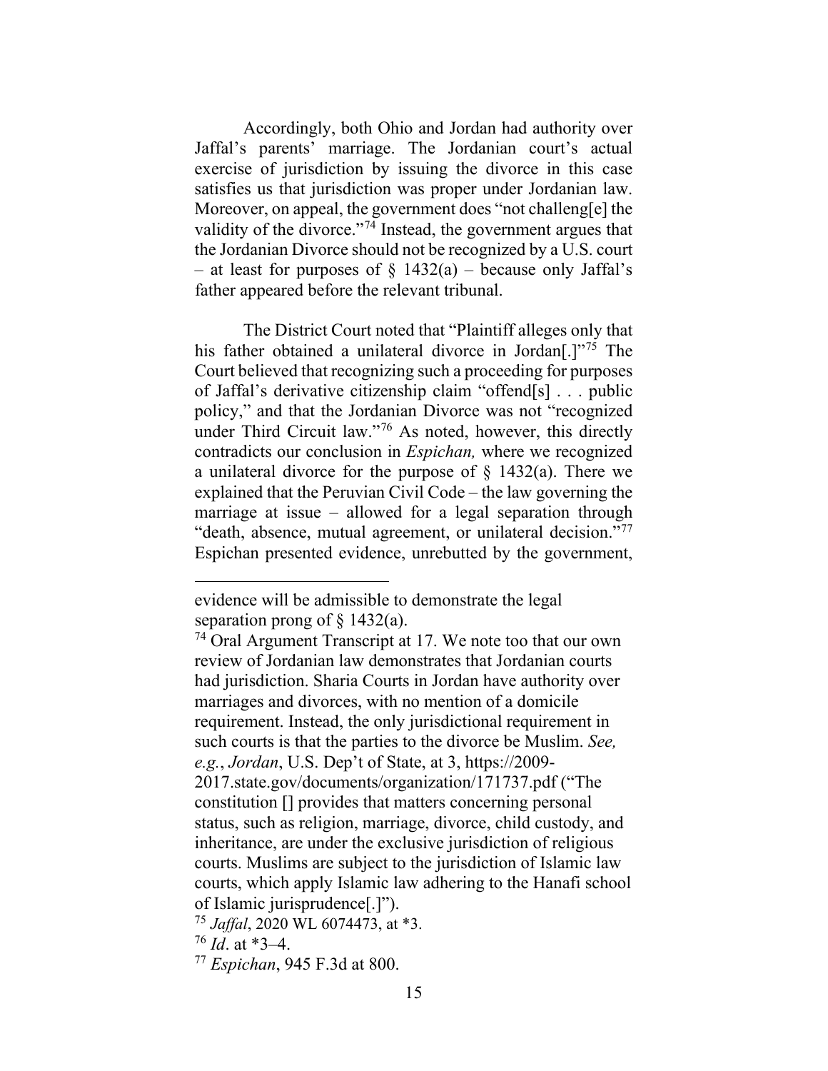Accordingly, both Ohio and Jordan had authority over Jaffal's parents' marriage. The Jordanian court's actual exercise of jurisdiction by issuing the divorce in this case satisfies us that jurisdiction was proper under Jordanian law. Moreover, on appeal, the government does "not challeng[e] the validity of the divorce."[74] Instead, the government argues that the Jordanian Divorce should not be recognized by a U.S. court – at least for purposes of § 1432(a) – because only Jaffal's father appeared before the relevant tribunal.

The District Court noted that "Plaintiff alleges only that his father obtained a unilateral divorce in Jordan[.]"[75] The Court believed that recognizing such a proceeding for purposes of Jaffal's derivative citizenship claim "offend[s] . . . public policy," and that the Jordanian Divorce was not "recognized under Third Circuit law."[76] As noted, however, this directly contradicts our conclusion in *Espichan,* where we recognized a unilateral divorce for the purpose of § 1432(a). There we explained that the Peruvian Civil Code – the law governing the marriage at issue – allowed for a legal separation through "death, absence, mutual agreement, or unilateral decision."[77] Espichan presented evidence, unrebutted by the government,

---

evidence will be admissible to demonstrate the legal separation prong of § 1432(a).

[74] Oral Argument Transcript at 17. We note too that our own review of Jordanian law demonstrates that Jordanian courts had jurisdiction. Sharia Courts in Jordan have authority over marriages and divorces, with no mention of a domicile requirement. Instead, the only jurisdictional requirement in such courts is that the parties to the divorce be Muslim. *See, e.g.*, *Jordan*, U.S. Dep't of State, at 3, https://2009-2017.state.gov/documents/organization/171737.pdf ("The constitution [] provides that matters concerning personal status, such as religion, marriage, divorce, child custody, and inheritance, are under the exclusive jurisdiction of religious courts. Muslims are subject to the jurisdiction of Islamic law courts, which apply Islamic law adhering to the Hanafi school of Islamic jurisprudence[.]").

[75] *Jaffal*, 2020 WL 6074473, at *3.

[76] *Id*. at *3–4.

[77] *Espichan*, 945 F.3d at 800.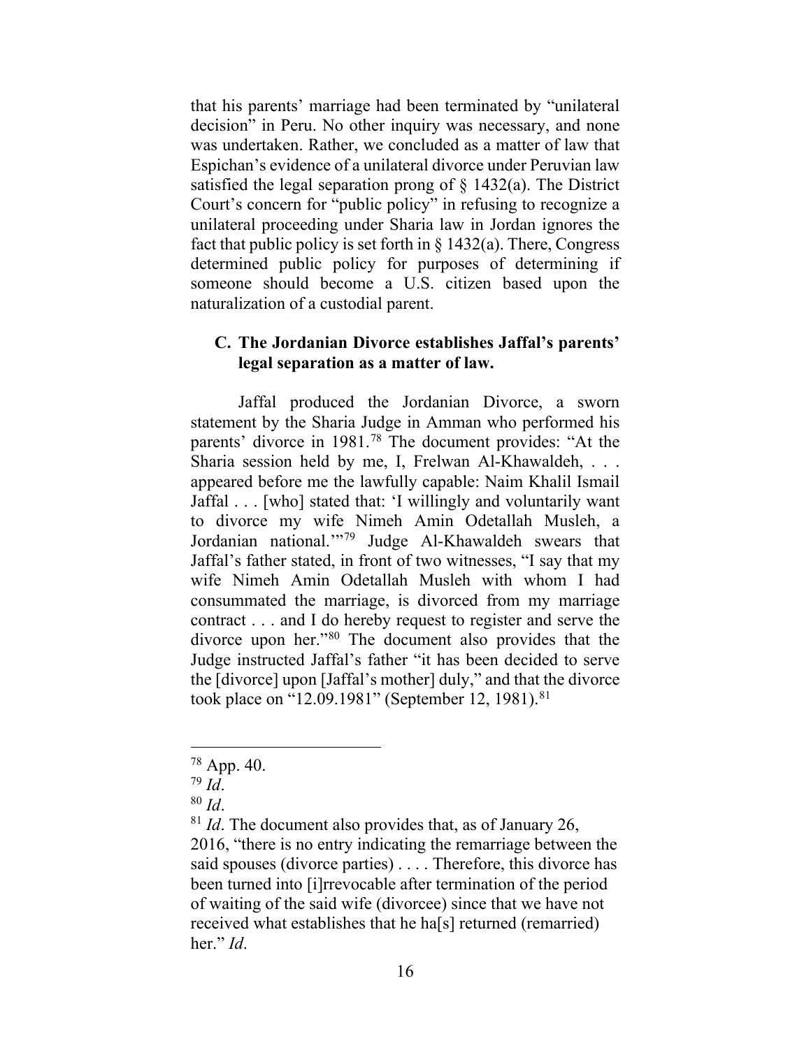that his parents' marriage had been terminated by "unilateral decision" in Peru. No other inquiry was necessary, and none was undertaken. Rather, we concluded as a matter of law that Espichan's evidence of a unilateral divorce under Peruvian law satisfied the legal separation prong of § 1432(a). The District Court's concern for "public policy" in refusing to recognize a unilateral proceeding under Sharia law in Jordan ignores the fact that public policy is set forth in § 1432(a). There, Congress determined public policy for purposes of determining if someone should become a U.S. citizen based upon the naturalization of a custodial parent.

### C. The Jordanian Divorce establishes Jaffal's parents' legal separation as a matter of law.

Jaffal produced the Jordanian Divorce, a sworn statement by the Sharia Judge in Amman who performed his parents' divorce in 1981.[78] The document provides: "At the Sharia session held by me, I, Frelwan Al-Khawaldeh, . . . appeared before me the lawfully capable: Naim Khalil Ismail Jaffal . . . [who] stated that: 'I willingly and voluntarily want to divorce my wife Nimeh Amin Odetallah Musleh, a Jordanian national.'"[79] Judge Al-Khawaldeh swears that Jaffal's father stated, in front of two witnesses, "I say that my wife Nimeh Amin Odetallah Musleh with whom I had consummated the marriage, is divorced from my marriage contract . . . and I do hereby request to register and serve the divorce upon her."[80] The document also provides that the Judge instructed Jaffal's father "it has been decided to serve the [divorce] upon [Jaffal's mother] duly," and that the divorce took place on "12.09.1981" (September 12, 1981).[81]

---

[78] App. 40.

[79] *Id*.

[80] *Id*.

[81] *Id*. The document also provides that, as of January 26, 2016, "there is no entry indicating the remarriage between the said spouses (divorce parties) . . . . Therefore, this divorce has been turned into [i]rrevocable after termination of the period of waiting of the said wife (divorcee) since that we have not received what establishes that he ha[s] returned (remarried) her." *Id*.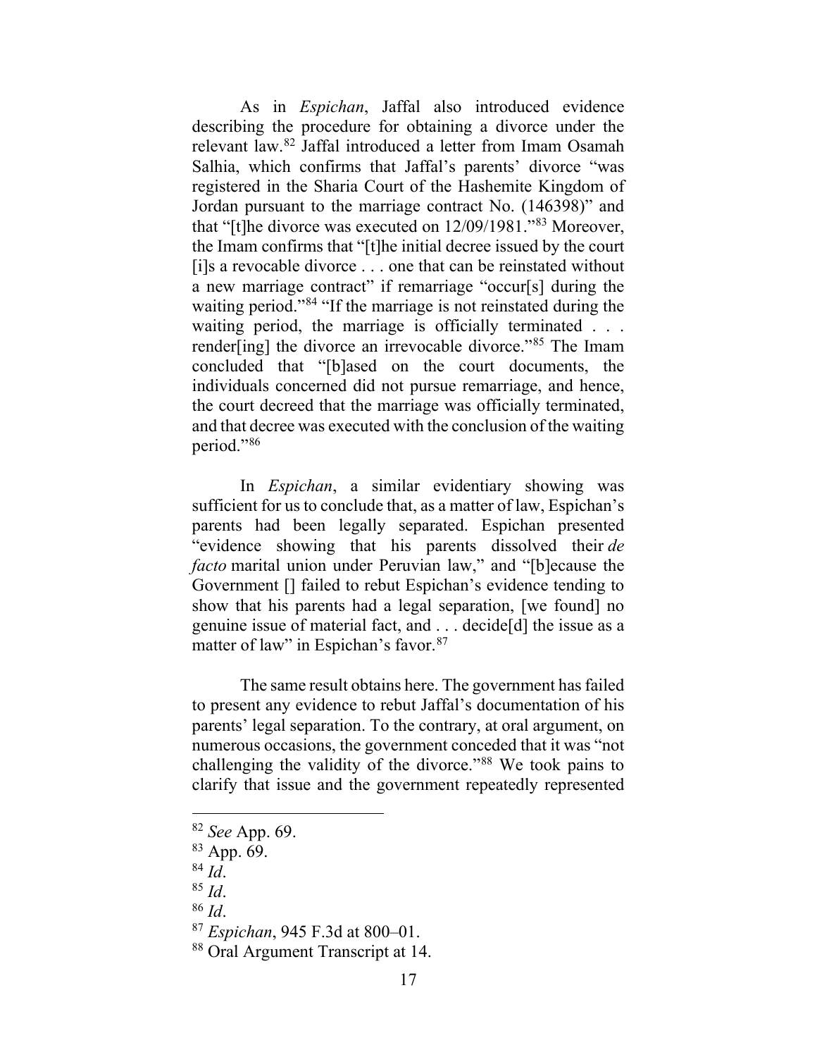As in *Espichan*, Jaffal also introduced evidence describing the procedure for obtaining a divorce under the relevant law.[82] Jaffal introduced a letter from Imam Osamah Salhia, which confirms that Jaffal's parents' divorce "was registered in the Sharia Court of the Hashemite Kingdom of Jordan pursuant to the marriage contract No. (146398)" and that "[t]he divorce was executed on 12/09/1981."[83] Moreover, the Imam confirms that "[t]he initial decree issued by the court [i]s a revocable divorce . . . one that can be reinstated without a new marriage contract" if remarriage "occur[s] during the waiting period."[84] "If the marriage is not reinstated during the waiting period, the marriage is officially terminated . . . render[ing] the divorce an irrevocable divorce."[85] The Imam concluded that "[b]ased on the court documents, the individuals concerned did not pursue remarriage, and hence, the court decreed that the marriage was officially terminated, and that decree was executed with the conclusion of the waiting period."[86]

In *Espichan*, a similar evidentiary showing was sufficient for us to conclude that, as a matter of law, Espichan's parents had been legally separated. Espichan presented "evidence showing that his parents dissolved their *de facto* marital union under Peruvian law," and "[b]ecause the Government [] failed to rebut Espichan's evidence tending to show that his parents had a legal separation, [we found] no genuine issue of material fact, and . . . decide[d] the issue as a matter of law" in Espichan's favor.[87]

The same result obtains here. The government has failed to present any evidence to rebut Jaffal's documentation of his parents' legal separation. To the contrary, at oral argument, on numerous occasions, the government conceded that it was "not challenging the validity of the divorce."[88] We took pains to clarify that issue and the government repeatedly represented

---

[82] *See* App. 69.

[83] App. 69.

[84] *Id*.

[85] *Id*.

[86] *Id*.

[87] *Espichan*, 945 F.3d at 800–01.

[88] Oral Argument Transcript at 14.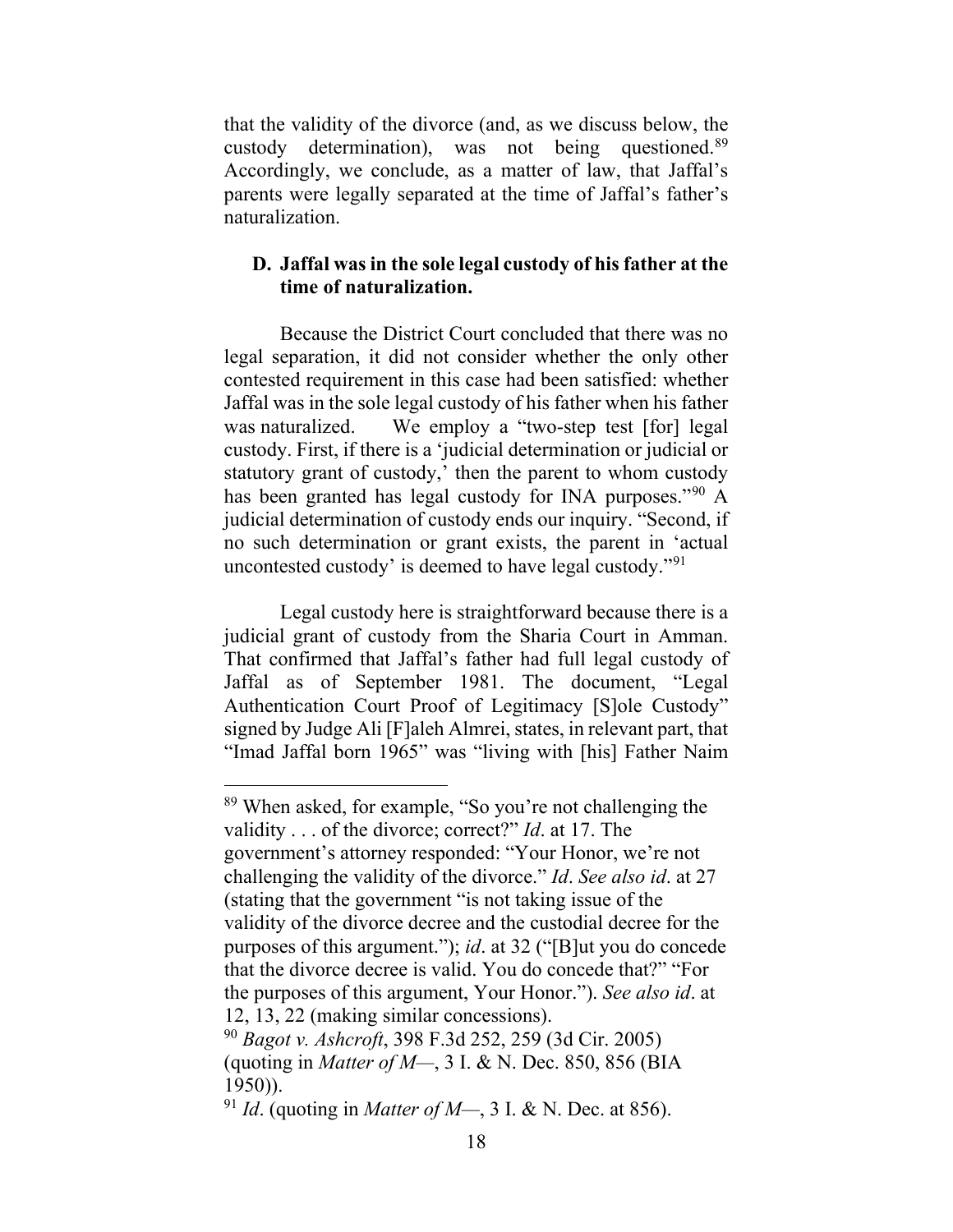that the validity of the divorce (and, as we discuss below, the custody determination), was not being questioned.[89] Accordingly, we conclude, as a matter of law, that Jaffal's parents were legally separated at the time of Jaffal's father's naturalization.

### D. Jaffal was in the sole legal custody of his father at the time of naturalization.

Because the District Court concluded that there was no legal separation, it did not consider whether the only other contested requirement in this case had been satisfied: whether Jaffal was in the sole legal custody of his father when his father was naturalized. We employ a "two-step test [for] legal custody. First, if there is a 'judicial determination or judicial or statutory grant of custody,' then the parent to whom custody has been granted has legal custody for INA purposes."[90] A judicial determination of custody ends our inquiry. "Second, if no such determination or grant exists, the parent in 'actual uncontested custody' is deemed to have legal custody."[91]

Legal custody here is straightforward because there is a judicial grant of custody from the Sharia Court in Amman. That confirmed that Jaffal's father had full legal custody of Jaffal as of September 1981. The document, "Legal Authentication Court Proof of Legitimacy [S]ole Custody" signed by Judge Ali [F]aleh Almrei, states, in relevant part, that "Imad Jaffal born 1965" was "living with [his] Father Naim

---

[89] When asked, for example, "So you're not challenging the validity . . . of the divorce; correct?" *Id*. at 17. The government's attorney responded: "Your Honor, we're not challenging the validity of the divorce." *Id*. *See also id*. at 27 (stating that the government "is not taking issue of the validity of the divorce decree and the custodial decree for the purposes of this argument."); *id*. at 32 ("[B]ut you do concede that the divorce decree is valid. You do concede that?" "For the purposes of this argument, Your Honor."). *See also id*. at 12, 13, 22 (making similar concessions).

[90] *Bagot v. Ashcroft*, 398 F.3d 252, 259 (3d Cir. 2005) (quoting in *Matter of M—*, 3 I. & N. Dec. 850, 856 (BIA 1950)).

[91] *Id*. (quoting in *Matter of M—*, 3 I. & N. Dec. at 856).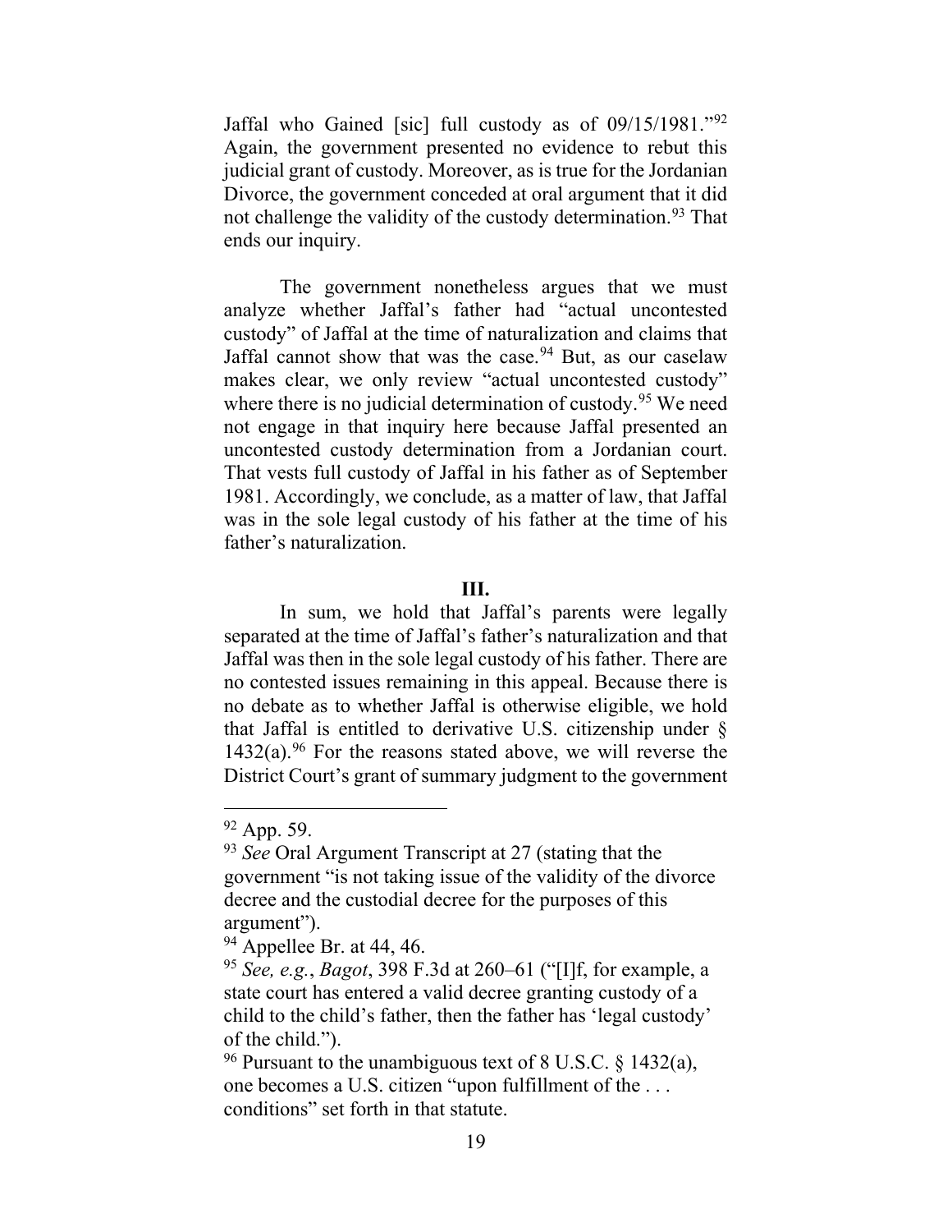Jaffal who Gained [sic] full custody as of 09/15/1981."[92] Again, the government presented no evidence to rebut this judicial grant of custody. Moreover, as is true for the Jordanian Divorce, the government conceded at oral argument that it did not challenge the validity of the custody determination.[93] That ends our inquiry.

The government nonetheless argues that we must analyze whether Jaffal's father had "actual uncontested custody" of Jaffal at the time of naturalization and claims that Jaffal cannot show that was the case.[94] But, as our caselaw makes clear, we only review "actual uncontested custody" where there is no judicial determination of custody.[95] We need not engage in that inquiry here because Jaffal presented an uncontested custody determination from a Jordanian court. That vests full custody of Jaffal in his father as of September 1981. Accordingly, we conclude, as a matter of law, that Jaffal was in the sole legal custody of his father at the time of his father's naturalization.

## III.

In sum, we hold that Jaffal's parents were legally separated at the time of Jaffal's father's naturalization and that Jaffal was then in the sole legal custody of his father. There are no contested issues remaining in this appeal. Because there is no debate as to whether Jaffal is otherwise eligible, we hold that Jaffal is entitled to derivative U.S. citizenship under § 1432(a).[96] For the reasons stated above, we will reverse the District Court's grant of summary judgment to the government

---

[92] App. 59.

[93] *See* Oral Argument Transcript at 27 (stating that the government "is not taking issue of the validity of the divorce decree and the custodial decree for the purposes of this argument").

[94] Appellee Br. at 44, 46.

[95] *See, e.g.*, *Bagot*, 398 F.3d at 260–61 ("[I]f, for example, a state court has entered a valid decree granting custody of a child to the child's father, then the father has 'legal custody' of the child.").

[96] Pursuant to the unambiguous text of 8 U.S.C. § 1432(a), one becomes a U.S. citizen "upon fulfillment of the . . . conditions" set forth in that statute.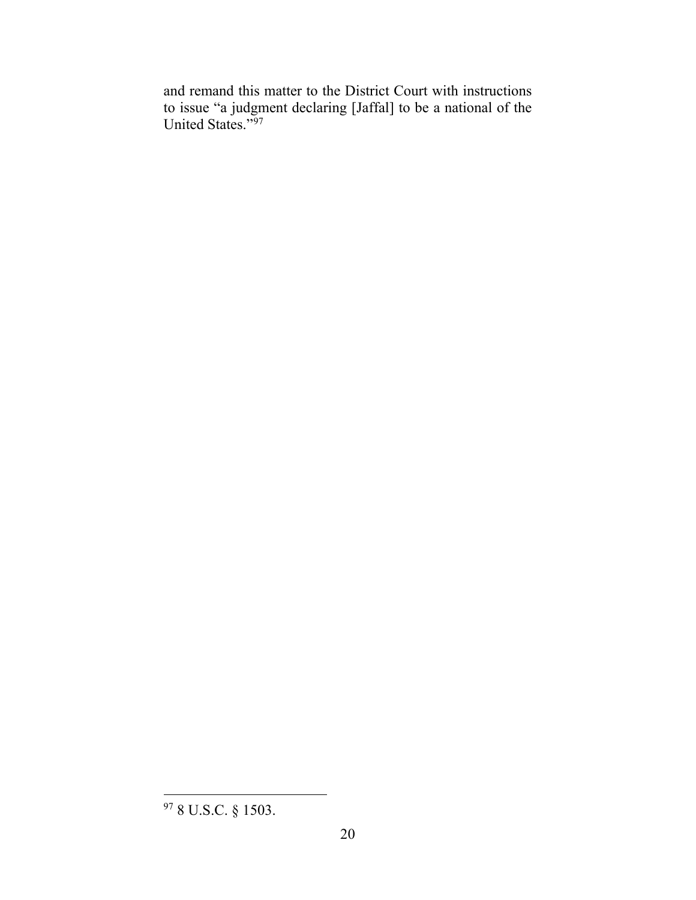and remand this matter to the District Court with instructions to issue "a judgment declaring [Jaffal] to be a national of the United States."[97]

---

[97] 8 U.S.C. § 1503.